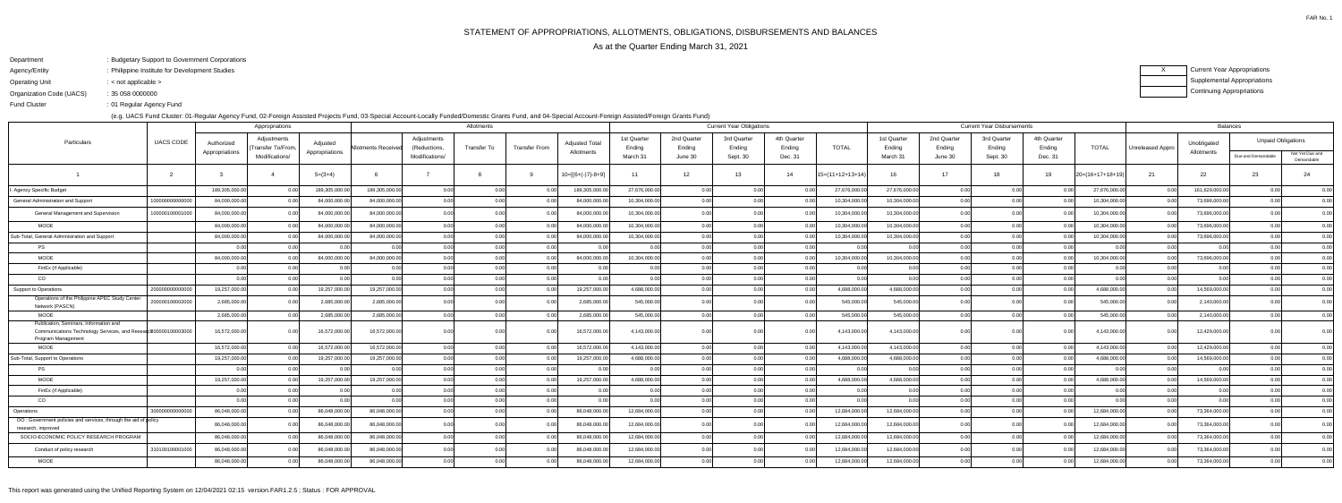FAR No. 1

# STATEMENT OF APPROPRIATIONS, ALLOTMENTS, OBLIGATIONS, DISBURSEMENTS AND BALANCES

## As at the Quarter Ending March 31, 2021

Department : Budgetary Support to Government Corporations
Agency/Entity : Philippine Institute for Development Studies
Operating Unit : < not applicable >
Organization Code (UACS) : 35 058 0000000
Fund Cluster : 01 Regular Agency Fund

(e.g. UACS Fund Cluster: 01-Regular Agency Fund, 02-Foreign Assisted Projects Fund, 03-Special Account-Locally Funded/Domestic Grants Fund, and 04-Special Account-Foreign Assisted/Foreign Grants Fund)

| X | Current Year Appropriations |
|---|---|
| | Supplemental Appropriations |
| | Continuing Appropriations |

| Particulars | UACS CODE | Appropriations | | | Allotments | | | | | Current Year Obligations | | | | | Current Year Disbursements | | | | | Balances | | | |
|---|---|---|---|---|---|---|---|---|---|---|---|---|---|---|---|---|---|---|---|---|---|---|---|
| | | Authorized Appropriations | Adjustments (Transfer To/From, Modifications/ | Adjusted Appropriations | Allotments Received | Adjustments (Reductions, Modifications/ | Transfer To | Transfer From | Adjusted Total Allotments | 1st Quarter Ending March 31 | 2nd Quarter Ending June 30 | 3rd Quarter Ending Sept. 30 | 4th Quarter Ending Dec. 31 | TOTAL | 1st Quarter Ending March 31 | 2nd Quarter Ending June 30 | 3rd Quarter Ending Sept. 30 | 4th Quarter Ending Dec. 31 | TOTAL | Unreleased Appro | Unobligated Allotments | Unpaid Obligations: Due and Demandable | Unpaid Obligations: Not Yet Due and Demandable |
| 1 | 2 | 3 | 4 | 5=(3+4) | 6 | 7 | 8 | 9 | 10=[{6+(-)7}-8+9] | 11 | 12 | 13 | 14 | 15=(11+12+13+14) | 16 | 17 | 18 | 19 | 20=(16+17+18+19) | 21 | 22 | 23 | 24 |
| I. Agency Specific Budget | | 189,305,000.00 | 0.00 | 189,305,000.00 | 189,305,000.00 | 0.00 | 0.00 | 0.00 | 189,305,000.00 | 27,676,000.00 | 0.00 | 0.00 | 0.00 | 27,676,000.00 | 27,676,000.00 | 0.00 | 0.00 | 0.00 | 27,676,000.00 | 0.00 | 161,629,000.00 | 0.00 | 0.00 |
| General Administration and Support | 100000000000000 | 84,000,000.00 | 0.00 | 84,000,000.00 | 84,000,000.00 | 0.00 | 0.00 | 0.00 | 84,000,000.00 | 10,304,000.00 | 0.00 | 0.00 | 0.00 | 10,304,000.00 | 10,304,000.00 | 0.00 | 0.00 | 0.00 | 10,304,000.00 | 0.00 | 73,696,000.00 | 0.00 | 0.00 |
| General Management and Supervision | 100000100001000 | 84,000,000.00 | 0.00 | 84,000,000.00 | 84,000,000.00 | 0.00 | 0.00 | 0.00 | 84,000,000.00 | 10,304,000.00 | 0.00 | 0.00 | 0.00 | 10,304,000.00 | 10,304,000.00 | 0.00 | 0.00 | 0.00 | 10,304,000.00 | 0.00 | 73,696,000.00 | 0.00 | 0.00 |
| MOOE | | 84,000,000.00 | 0.00 | 84,000,000.00 | 84,000,000.00 | 0.00 | 0.00 | 0.00 | 84,000,000.00 | 10,304,000.00 | 0.00 | 0.00 | 0.00 | 10,304,000.00 | 10,304,000.00 | 0.00 | 0.00 | 0.00 | 10,304,000.00 | 0.00 | 73,696,000.00 | 0.00 | 0.00 |
| Sub-Total, General Administration and Support | | 84,000,000.00 | 0.00 | 84,000,000.00 | 84,000,000.00 | 0.00 | 0.00 | 0.00 | 84,000,000.00 | 10,304,000.00 | 0.00 | 0.00 | 0.00 | 10,304,000.00 | 10,304,000.00 | 0.00 | 0.00 | 0.00 | 10,304,000.00 | 0.00 | 73,696,000.00 | 0.00 | 0.00 |
| PS | | 0.00 | 0.00 | 0.00 | 0.00 | 0.00 | 0.00 | 0.00 | 0.00 | 0.00 | 0.00 | 0.00 | 0.00 | 0.00 | 0.00 | 0.00 | 0.00 | 0.00 | 0.00 | 0.00 | 0.00 | 0.00 | 0.00 |
| MOOE | | 84,000,000.00 | 0.00 | 84,000,000.00 | 84,000,000.00 | 0.00 | 0.00 | 0.00 | 84,000,000.00 | 10,304,000.00 | 0.00 | 0.00 | 0.00 | 10,304,000.00 | 10,304,000.00 | 0.00 | 0.00 | 0.00 | 10,304,000.00 | 0.00 | 73,696,000.00 | 0.00 | 0.00 |
| FinEx (if Applicable) | | 0.00 | 0.00 | 0.00 | 0.00 | 0.00 | 0.00 | 0.00 | 0.00 | 0.00 | 0.00 | 0.00 | 0.00 | 0.00 | 0.00 | 0.00 | 0.00 | 0.00 | 0.00 | 0.00 | 0.00 | 0.00 | 0.00 |
| CO | | 0.00 | 0.00 | 0.00 | 0.00 | 0.00 | 0.00 | 0.00 | 0.00 | 0.00 | 0.00 | 0.00 | 0.00 | 0.00 | 0.00 | 0.00 | 0.00 | 0.00 | 0.00 | 0.00 | 0.00 | 0.00 | 0.00 |
| Support to Operations | 200000000000000 | 19,257,000.00 | 0.00 | 19,257,000.00 | 19,257,000.00 | 0.00 | 0.00 | 0.00 | 19,257,000.00 | 4,688,000.00 | 0.00 | 0.00 | 0.00 | 4,688,000.00 | 4,688,000.00 | 0.00 | 0.00 | 0.00 | 4,688,000.00 | 0.00 | 14,569,000.00 | 0.00 | 0.00 |
| Operations of the Philippine APEC Study Center Network (PASCN) | 200000100002000 | 2,685,000.00 | 0.00 | 2,685,000.00 | 2,685,000.00 | 0.00 | 0.00 | 0.00 | 2,685,000.00 | 545,000.00 | 0.00 | 0.00 | 0.00 | 545,000.00 | 545,000.00 | 0.00 | 0.00 | 0.00 | 545,000.00 | 0.00 | 2,140,000.00 | 0.00 | 0.00 |
| MOOE | | 2,685,000.00 | 0.00 | 2,685,000.00 | 2,685,000.00 | 0.00 | 0.00 | 0.00 | 2,685,000.00 | 545,000.00 | 0.00 | 0.00 | 0.00 | 545,000.00 | 545,000.00 | 0.00 | 0.00 | 0.00 | 545,000.00 | 0.00 | 2,140,000.00 | 0.00 | 0.00 |
| Publication, Seminars, Information and Communications Technology Services, and Research Program Management | 200000100003000 | 16,572,000.00 | 0.00 | 16,572,000.00 | 16,572,000.00 | 0.00 | 0.00 | 0.00 | 16,572,000.00 | 4,143,000.00 | 0.00 | 0.00 | 0.00 | 4,143,000.00 | 4,143,000.00 | 0.00 | 0.00 | 0.00 | 4,143,000.00 | 0.00 | 12,429,000.00 | 0.00 | 0.00 |
| MOOE | | 16,572,000.00 | 0.00 | 16,572,000.00 | 16,572,000.00 | 0.00 | 0.00 | 0.00 | 16,572,000.00 | 4,143,000.00 | 0.00 | 0.00 | 0.00 | 4,143,000.00 | 4,143,000.00 | 0.00 | 0.00 | 0.00 | 4,143,000.00 | 0.00 | 12,429,000.00 | 0.00 | 0.00 |
| Sub-Total, Support to Operations | | 19,257,000.00 | 0.00 | 19,257,000.00 | 19,257,000.00 | 0.00 | 0.00 | 0.00 | 19,257,000.00 | 4,688,000.00 | 0.00 | 0.00 | 0.00 | 4,688,000.00 | 4,688,000.00 | 0.00 | 0.00 | 0.00 | 4,688,000.00 | 0.00 | 14,569,000.00 | 0.00 | 0.00 |
| PS | | 0.00 | 0.00 | 0.00 | 0.00 | 0.00 | 0.00 | 0.00 | 0.00 | 0.00 | 0.00 | 0.00 | 0.00 | 0.00 | 0.00 | 0.00 | 0.00 | 0.00 | 0.00 | 0.00 | 0.00 | 0.00 | 0.00 |
| MOOE | | 19,257,000.00 | 0.00 | 19,257,000.00 | 19,257,000.00 | 0.00 | 0.00 | 0.00 | 19,257,000.00 | 4,688,000.00 | 0.00 | 0.00 | 0.00 | 4,688,000.00 | 4,688,000.00 | 0.00 | 0.00 | 0.00 | 4,688,000.00 | 0.00 | 14,569,000.00 | 0.00 | 0.00 |
| FinEx (if Applicable) | | 0.00 | 0.00 | 0.00 | 0.00 | 0.00 | 0.00 | 0.00 | 0.00 | 0.00 | 0.00 | 0.00 | 0.00 | 0.00 | 0.00 | 0.00 | 0.00 | 0.00 | 0.00 | 0.00 | 0.00 | 0.00 | 0.00 |
| CO | | 0.00 | 0.00 | 0.00 | 0.00 | 0.00 | 0.00 | 0.00 | 0.00 | 0.00 | 0.00 | 0.00 | 0.00 | 0.00 | 0.00 | 0.00 | 0.00 | 0.00 | 0.00 | 0.00 | 0.00 | 0.00 | 0.00 |
| Operations | 300000000000000 | 86,048,000.00 | 0.00 | 86,048,000.00 | 86,048,000.00 | 0.00 | 0.00 | 0.00 | 86,048,000.00 | 12,684,000.00 | 0.00 | 0.00 | 0.00 | 12,684,000.00 | 12,684,000.00 | 0.00 | 0.00 | 0.00 | 12,684,000.00 | 0.00 | 73,364,000.00 | 0.00 | 0.00 |
| OO : Government policies and services, through the aid of policy research, improved | | 86,048,000.00 | 0.00 | 86,048,000.00 | 86,048,000.00 | 0.00 | 0.00 | 0.00 | 86,048,000.00 | 12,684,000.00 | 0.00 | 0.00 | 0.00 | 12,684,000.00 | 12,684,000.00 | 0.00 | 0.00 | 0.00 | 12,684,000.00 | 0.00 | 73,364,000.00 | 0.00 | 0.00 |
| SOCIO-ECONOMIC POLICY RESEARCH PROGRAM | | 86,048,000.00 | 0.00 | 86,048,000.00 | 86,048,000.00 | 0.00 | 0.00 | 0.00 | 86,048,000.00 | 12,684,000.00 | 0.00 | 0.00 | 0.00 | 12,684,000.00 | 12,684,000.00 | 0.00 | 0.00 | 0.00 | 12,684,000.00 | 0.00 | 73,364,000.00 | 0.00 | 0.00 |
| Conduct of policy research | 310100100001000 | 86,048,000.00 | 0.00 | 86,048,000.00 | 86,048,000.00 | 0.00 | 0.00 | 0.00 | 86,048,000.00 | 12,684,000.00 | 0.00 | 0.00 | 0.00 | 12,684,000.00 | 12,684,000.00 | 0.00 | 0.00 | 0.00 | 12,684,000.00 | 0.00 | 73,364,000.00 | 0.00 | 0.00 |
| MOOE | | 86,048,000.00 | 0.00 | 86,048,000.00 | 86,048,000.00 | 0.00 | 0.00 | 0.00 | 86,048,000.00 | 12,684,000.00 | 0.00 | 0.00 | 0.00 | 12,684,000.00 | 12,684,000.00 | 0.00 | 0.00 | 0.00 | 12,684,000.00 | 0.00 | 73,364,000.00 | 0.00 | 0.00 |

This report was generated using the Unified Reporting System on 12/04/2021 02:15 version.FAR1.2.5 ; Status : FOR APPROVAL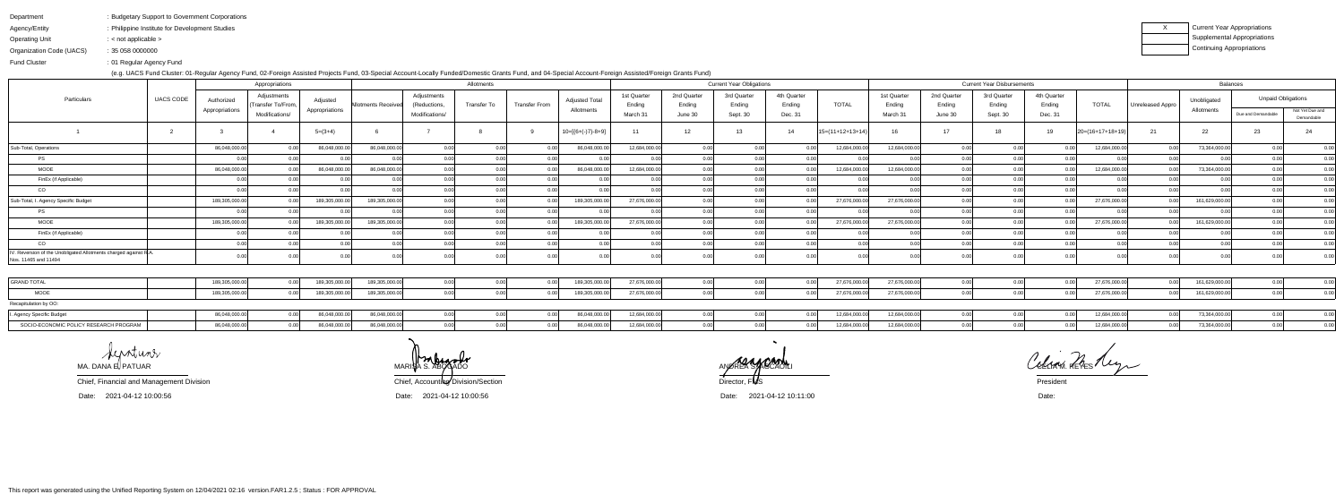Department : Budgetary Support to Government Corporations

Agency/Entity : Philippine Institute for Development Studies

Operating Unit : < not applicable >

Organization Code (UACS) : 35 058 0000000

Fund Cluster : 01 Regular Agency Fund

(e.g. UACS Fund Cluster: 01-Regular Agency Fund, 02-Foreign Assisted Projects Fund, 03-Special Account-Locally Funded/Domestic Grants Fund, and 04-Special Account-Foreign Assisted/Foreign Grants Fund)

| X | Current Year Appropriations |
|---|---|
| | Supplemental Appropriations |
| | Continuing Appropriations |

| Particulars | UACS CODE | Appropriations | | | Allotments | | | | | Current Year Obligations | | | | | Current Year Disbursements | | | | | Balances | | | |
|---|---|---|---|---|---|---|---|---|---|---|---|---|---|---|---|---|---|---|---|---|---|---|---|
| | | Authorized Appropriations | Adjustments (Transfer To/From, Modifications/ | Adjusted Appropriations | Allotments Received | Adjustments (Reductions, Modifications/ | Transfer To | Transfer From | Adjusted Total Allotments | 1st Quarter Ending March 31 | 2nd Quarter Ending June 30 | 3rd Quarter Ending Sept. 30 | 4th Quarter Ending Dec. 31 | TOTAL | 1st Quarter Ending March 31 | 2nd Quarter Ending June 30 | 3rd Quarter Ending Sept. 30 | 4th Quarter Ending Dec. 31 | TOTAL | Unreleased Appro | Unobligated Allotments | Unpaid Obligations Due and Demandable | Unpaid Obligations Not Yet Due and Demandable |
| 1 | 2 | 3 | 4 | 5=(3+4) | 6 | 7 | 8 | 9 | 10=[{6+(-)7}-8+9] | 11 | 12 | 13 | 14 | 15=(11+12+13+14) | 16 | 17 | 18 | 19 | 20=(16+17+18+19) | 21 | 22 | 23 | 24 |
| Sub-Total, Operations | | 86,048,000.00 | 0.00 | 86,048,000.00 | 86,048,000.00 | 0.00 | 0.00 | 0.00 | 86,048,000.00 | 12,684,000.00 | 0.00 | 0.00 | 0.00 | 12,684,000.00 | 12,684,000.00 | 0.00 | 0.00 | 0.00 | 12,684,000.00 | 0.00 | 73,364,000.00 | 0.00 | 0.00 |
| PS | | 0.00 | 0.00 | 0.00 | 0.00 | 0.00 | 0.00 | 0.00 | 0.00 | 0.00 | 0.00 | 0.00 | 0.00 | 0.00 | 0.00 | 0.00 | 0.00 | 0.00 | 0.00 | 0.00 | 0.00 | 0.00 | 0.00 |
| MOOE | | 86,048,000.00 | 0.00 | 86,048,000.00 | 86,048,000.00 | 0.00 | 0.00 | 0.00 | 86,048,000.00 | 12,684,000.00 | 0.00 | 0.00 | 0.00 | 12,684,000.00 | 12,684,000.00 | 0.00 | 0.00 | 0.00 | 12,684,000.00 | 0.00 | 73,364,000.00 | 0.00 | 0.00 |
| FinEx (if Applicable) | | 0.00 | 0.00 | 0.00 | 0.00 | 0.00 | 0.00 | 0.00 | 0.00 | 0.00 | 0.00 | 0.00 | 0.00 | 0.00 | 0.00 | 0.00 | 0.00 | 0.00 | 0.00 | 0.00 | 0.00 | 0.00 | 0.00 |
| CO | | 0.00 | 0.00 | 0.00 | 0.00 | 0.00 | 0.00 | 0.00 | 0.00 | 0.00 | 0.00 | 0.00 | 0.00 | 0.00 | 0.00 | 0.00 | 0.00 | 0.00 | 0.00 | 0.00 | 0.00 | 0.00 | 0.00 |
| Sub-Total, I. Agency Specific Budget | | 189,305,000.00 | 0.00 | 189,305,000.00 | 189,305,000.00 | 0.00 | 0.00 | 0.00 | 189,305,000.00 | 27,676,000.00 | 0.00 | 0.00 | 0.00 | 27,676,000.00 | 27,676,000.00 | 0.00 | 0.00 | 0.00 | 27,676,000.00 | 0.00 | 161,629,000.00 | 0.00 | 0.00 |
| PS | | 0.00 | 0.00 | 0.00 | 0.00 | 0.00 | 0.00 | 0.00 | 0.00 | 0.00 | 0.00 | 0.00 | 0.00 | 0.00 | 0.00 | 0.00 | 0.00 | 0.00 | 0.00 | 0.00 | 0.00 | 0.00 | 0.00 |
| MOOE | | 189,305,000.00 | 0.00 | 189,305,000.00 | 189,305,000.00 | 0.00 | 0.00 | 0.00 | 189,305,000.00 | 27,676,000.00 | 0.00 | 0.00 | 0.00 | 27,676,000.00 | 27,676,000.00 | 0.00 | 0.00 | 0.00 | 27,676,000.00 | 0.00 | 161,629,000.00 | 0.00 | 0.00 |
| FinEx (if Applicable) | | 0.00 | 0.00 | 0.00 | 0.00 | 0.00 | 0.00 | 0.00 | 0.00 | 0.00 | 0.00 | 0.00 | 0.00 | 0.00 | 0.00 | 0.00 | 0.00 | 0.00 | 0.00 | 0.00 | 0.00 | 0.00 | 0.00 |
| CO | | 0.00 | 0.00 | 0.00 | 0.00 | 0.00 | 0.00 | 0.00 | 0.00 | 0.00 | 0.00 | 0.00 | 0.00 | 0.00 | 0.00 | 0.00 | 0.00 | 0.00 | 0.00 | 0.00 | 0.00 | 0.00 | 0.00 |
| IV. Reversion of the Unobligated Allotments charged against R.A. Nos. 11465 and 11494 | | 0.00 | 0.00 | 0.00 | 0.00 | 0.00 | 0.00 | 0.00 | 0.00 | 0.00 | 0.00 | 0.00 | 0.00 | 0.00 | 0.00 | 0.00 | 0.00 | 0.00 | 0.00 | 0.00 | 0.00 | 0.00 | 0.00 |
| GRAND TOTAL | | 189,305,000.00 | 0.00 | 189,305,000.00 | 189,305,000.00 | 0.00 | 0.00 | 0.00 | 189,305,000.00 | 27,676,000.00 | 0.00 | 0.00 | 0.00 | 27,676,000.00 | 27,676,000.00 | 0.00 | 0.00 | 0.00 | 27,676,000.00 | 0.00 | 161,629,000.00 | 0.00 | 0.00 |
| MOOE | | 189,305,000.00 | 0.00 | 189,305,000.00 | 189,305,000.00 | 0.00 | 0.00 | 0.00 | 189,305,000.00 | 27,676,000.00 | 0.00 | 0.00 | 0.00 | 27,676,000.00 | 27,676,000.00 | 0.00 | 0.00 | 0.00 | 27,676,000.00 | 0.00 | 161,629,000.00 | 0.00 | 0.00 |
| Recapitulation by OO: | | | | | | | | | | | | | | | | | | | | | | | |
| I. Agency Specific Budget | | 86,048,000.00 | 0.00 | 86,048,000.00 | 86,048,000.00 | 0.00 | 0.00 | 0.00 | 86,048,000.00 | 12,684,000.00 | 0.00 | 0.00 | 0.00 | 12,684,000.00 | 12,684,000.00 | 0.00 | 0.00 | 0.00 | 12,684,000.00 | 0.00 | 73,364,000.00 | 0.00 | 0.00 |
| SOCIO-ECONOMIC POLICY RESEARCH PROGRAM | | 86,048,000.00 | 0.00 | 86,048,000.00 | 86,048,000.00 | 0.00 | 0.00 | 0.00 | 86,048,000.00 | 12,684,000.00 | 0.00 | 0.00 | 0.00 | 12,684,000.00 | 12,684,000.00 | 0.00 | 0.00 | 0.00 | 12,684,000.00 | 0.00 | 73,364,000.00 | 0.00 | 0.00 |

MA. DANA E. PATUAR
Chief, Financial and Management Division
Date: 2021-04-12 10:00:56

MARISA S. ABOGADO
Chief, Accounting Division/Section
Date: 2021-04-12 10:00:56

ANDREA S. AGCAOILI
Director, FAS
Date: 2021-04-12 10:11:00

CELIA M. REYES
President
Date:

This report was generated using the Unified Reporting System on 12/04/2021 02:16 version.FAR1.2.5 ; Status : FOR APPROVAL